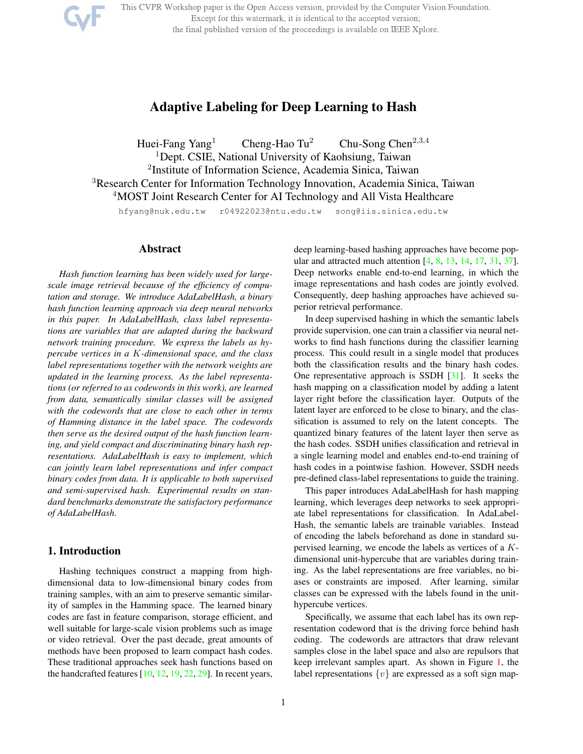# Adaptive Labeling for Deep Learning to Hash

Huei-Fang Yang[1] Cheng-Hao Tu[2] Chu-Song Chen[2,3,4]

[1]Dept. CSIE, National University of Kaohsiung, Taiwan
[2]Institute of Information Science, Academia Sinica, Taiwan
[3]Research Center for Information Technology Innovation, Academia Sinica, Taiwan
[4]MOST Joint Research Center for AI Technology and All Vista Healthcare

hfyang@nuk.edu.tw r04922023@ntu.edu.tw song@iis.sinica.edu.tw

## Abstract

*Hash function learning has been widely used for large-scale image retrieval because of the efficiency of computation and storage. We introduce AdaLabelHash, a binary hash function learning approach via deep neural networks in this paper. In AdaLabelHash, class label representations are variables that are adapted during the backward network training procedure. We express the labels as hypercube vertices in a $K$-dimensional space, and the class label representations together with the network weights are updated in the learning process. As the label representations (or referred to as codewords in this work), are learned from data, semantically similar classes will be assigned with the codewords that are close to each other in terms of Hamming distance in the label space. The codewords then serve as the desired output of the hash function learning, and yield compact and discriminating binary hash representations. AdaLabelHash is easy to implement, which can jointly learn label representations and infer compact binary codes from data. It is applicable to both supervised and semi-supervised hash. Experimental results on standard benchmarks demonstrate the satisfactory performance of AdaLabelHash.*

## 1. Introduction

Hashing techniques construct a mapping from high-dimensional data to low-dimensional binary codes from training samples, with an aim to preserve semantic similarity of samples in the Hamming space. The learned binary codes are fast in feature comparison, storage efficient, and well suitable for large-scale vision problems such as image or video retrieval. Over the past decade, great amounts of methods have been proposed to learn compact hash codes. These traditional approaches seek hash functions based on the handcrafted features [10, 12, 19, 22, 29]. In recent years, deep learning-based hashing approaches have become popular and attracted much attention [4, 8, 13, 14, 17, 31, 37]. Deep networks enable end-to-end learning, in which the image representations and hash codes are jointly evolved. Consequently, deep hashing approaches have achieved superior retrieval performance.

In deep supervised hashing in which the semantic labels provide supervision, one can train a classifier via neural networks to find hash functions during the classifier learning process. This could result in a single model that produces both the classification results and the binary hash codes. One representative approach is SSDH [31]. It seeks the hash mapping on a classification model by adding a latent layer right before the classification layer. Outputs of the latent layer are enforced to be close to binary, and the classification is assumed to rely on the latent concepts. The quantized binary features of the latent layer then serve as the hash codes. SSDH unifies classification and retrieval in a single learning model and enables end-to-end training of hash codes in a pointwise fashion. However, SSDH needs pre-defined class-label representations to guide the training.

This paper introduces AdaLabelHash for hash mapping learning, which leverages deep networks to seek appropriate label representations for classification. In AdaLabelHash, the semantic labels are trainable variables. Instead of encoding the labels beforehand as done in standard supervised learning, we encode the labels as vertices of a $K$-dimensional unit-hypercube that are variables during training. As the label representations are free variables, no biases or constraints are imposed. After learning, similar classes can be expressed with the labels found in the unit-hypercube vertices.

Specifically, we assume that each label has its own representation codeword that is the driving force behind hash coding. The codewords are attractors that draw relevant samples close in the label space and also are repulsors that keep irrelevant samples apart. As shown in Figure 1, the label representations $\{v\}$ are expressed as a soft sign map-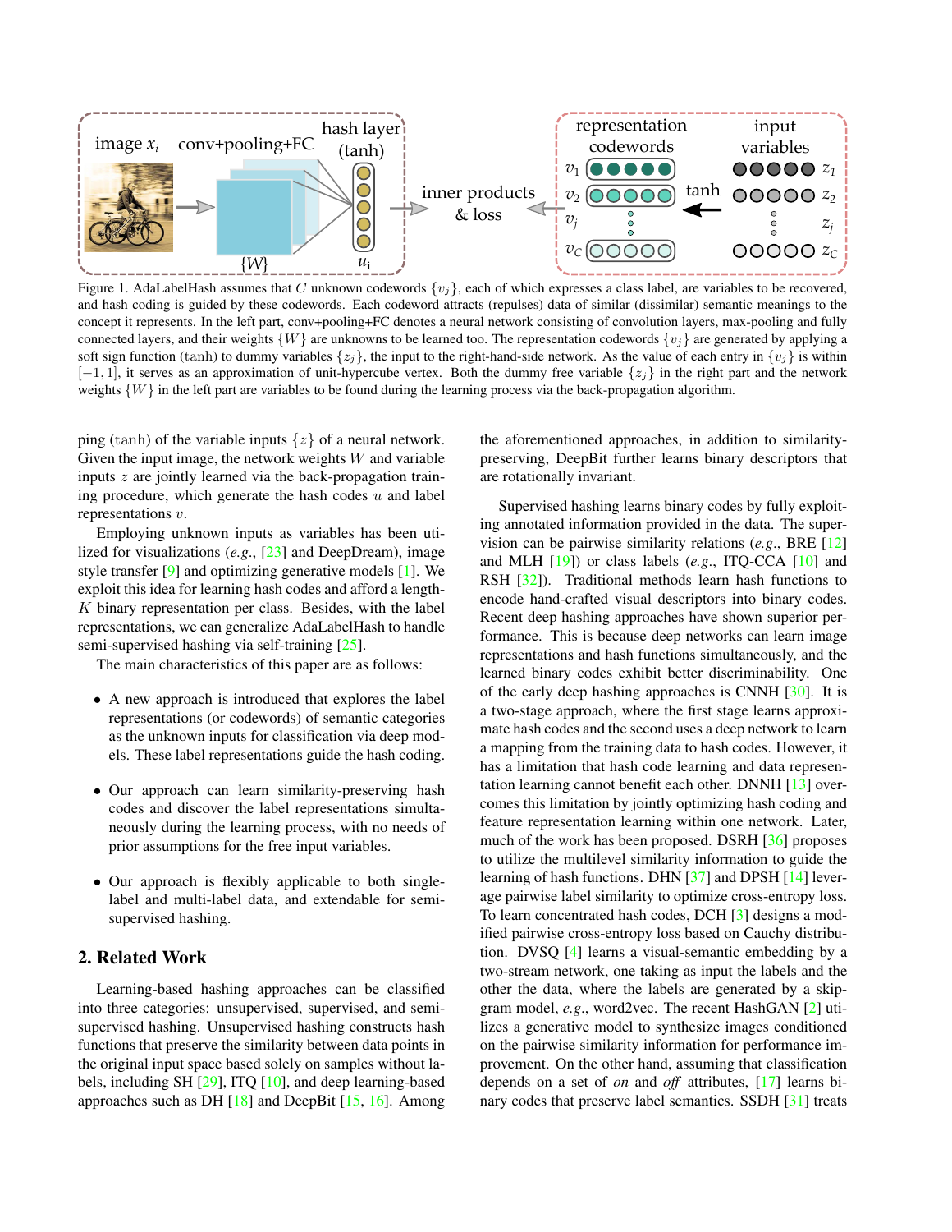Figure 1. AdaLabelHash assumes that $C$ unknown codewords $\{v_j\}$, each of which expresses a class label, are variables to be recovered, and hash coding is guided by these codewords. Each codeword attracts (repulses) data of similar (dissimilar) semantic meanings to the concept it represents. In the left part, conv+pooling+FC denotes a neural network consisting of convolution layers, max-pooling and fully connected layers, and their weights $\{W\}$ are unknowns to be learned too. The representation codewords $\{v_j\}$ are generated by applying a soft sign function (tanh) to dummy variables $\{z_j\}$, the input to the right-hand-side network. As the value of each entry in $\{v_j\}$ is within $[-1, 1]$, it serves as an approximation of unit-hypercube vertex. Both the dummy free variable $\{z_j\}$ in the right part and the network weights $\{W\}$ in the left part are variables to be found during the learning process via the back-propagation algorithm.

ping ($\tanh$) of the variable inputs $\{z\}$ of a neural network. Given the input image, the network weights $W$ and variable inputs $z$ are jointly learned via the back-propagation training procedure, which generate the hash codes $u$ and label representations $v$.

Employing unknown inputs as variables has been utilized for visualizations (*e.g.*, [23] and DeepDream), image style transfer [9] and optimizing generative models [1]. We exploit this idea for learning hash codes and afford a length-$K$ binary representation per class. Besides, with the label representations, we can generalize AdaLabelHash to handle semi-supervised hashing via self-training [25].

The main characteristics of this paper are as follows:

- A new approach is introduced that explores the label representations (or codewords) of semantic categories as the unknown inputs for classification via deep models. These label representations guide the hash coding.
- Our approach can learn similarity-preserving hash codes and discover the label representations simultaneously during the learning process, with no needs of prior assumptions for the free input variables.
- Our approach is flexibly applicable to both single-label and multi-label data, and extendable for semi-supervised hashing.

## 2. Related Work

Learning-based hashing approaches can be classified into three categories: unsupervised, supervised, and semi-supervised hashing. Unsupervised hashing constructs hash functions that preserve the similarity between data points in the original input space based solely on samples without labels, including SH [29], ITQ [10], and deep learning-based approaches such as DH [18] and DeepBit [15, 16]. Among the aforementioned approaches, in addition to similarity-preserving, DeepBit further learns binary descriptors that are rotationally invariant.

Supervised hashing learns binary codes by fully exploiting annotated information provided in the data. The supervision can be pairwise similarity relations (*e.g.*, BRE [12] and MLH [19]) or class labels (*e.g.*, ITQ-CCA [10] and RSH [32]). Traditional methods learn hash functions to encode hand-crafted visual descriptors into binary codes. Recent deep hashing approaches have shown superior performance. This is because deep networks can learn image representations and hash functions simultaneously, and the learned binary codes exhibit better discriminability. One of the early deep hashing approaches is CNNH [30]. It is a two-stage approach, where the first stage learns approximate hash codes and the second uses a deep network to learn a mapping from the training data to hash codes. However, it has a limitation that hash code learning and data representation learning cannot benefit each other. DNNH [13] overcomes this limitation by jointly optimizing hash coding and feature representation learning within one network. Later, much of the work has been proposed. DSRH [36] proposes to utilize the multilevel similarity information to guide the learning of hash functions. DHN [37] and DPSH [14] leverage pairwise label similarity to optimize cross-entropy loss. To learn concentrated hash codes, DCH [3] designs a modified pairwise cross-entropy loss based on Cauchy distribution. DVSQ [4] learns a visual-semantic embedding by a two-stream network, one taking as input the labels and the other the data, where the labels are generated by a skip-gram model, *e.g.*, word2vec. The recent HashGAN [2] utilizes a generative model to synthesize images conditioned on the pairwise similarity information for performance improvement. On the other hand, assuming that classification depends on a set of *on* and *off* attributes, [17] learns binary codes that preserve label semantics. SSDH [31] treats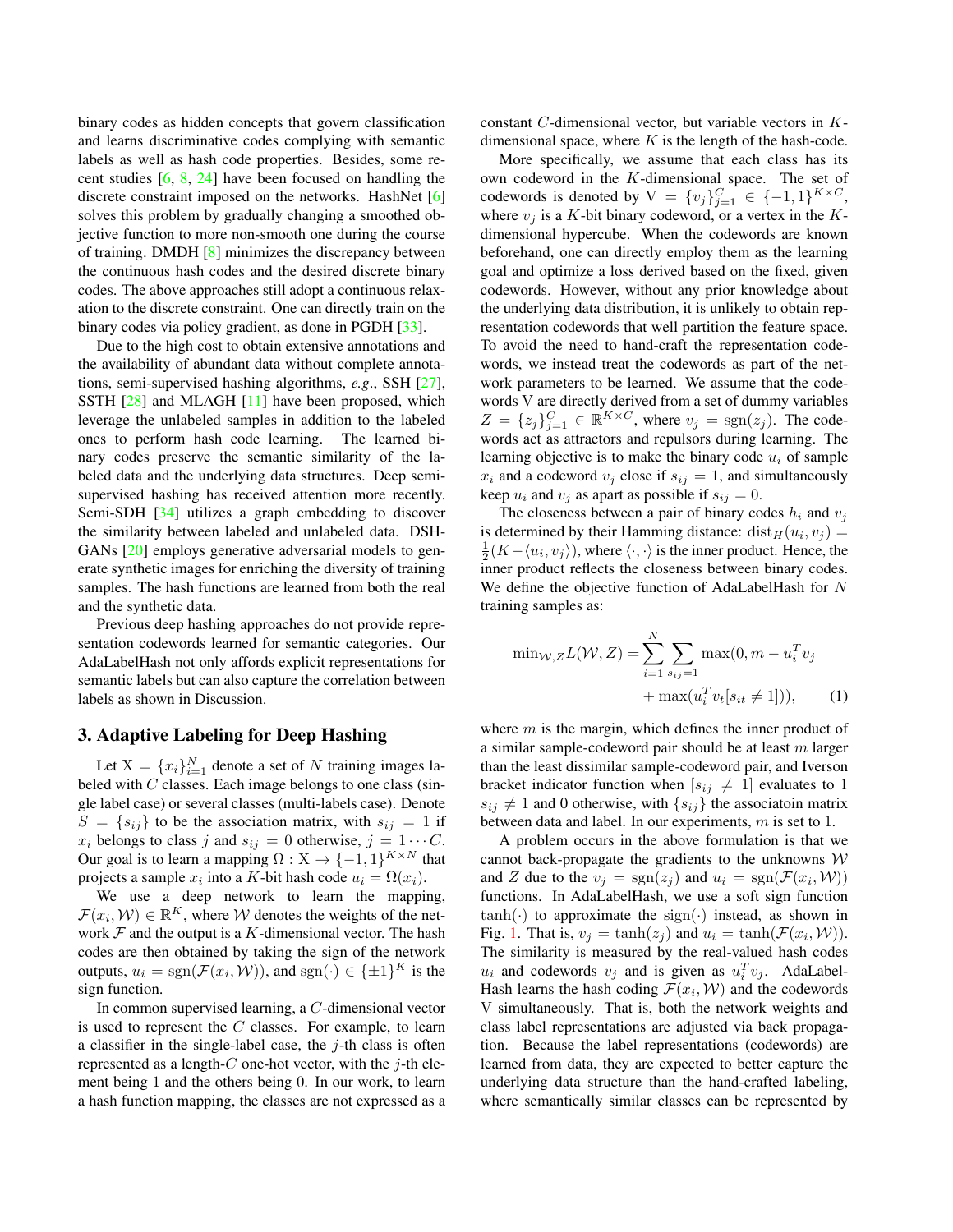binary codes as hidden concepts that govern classification and learns discriminative codes complying with semantic labels as well as hash code properties. Besides, some recent studies [6, 8, 24] have been focused on handling the discrete constraint imposed on the networks. HashNet [6] solves this problem by gradually changing a smoothed objective function to more non-smooth one during the course of training. DMDH [8] minimizes the discrepancy between the continuous hash codes and the desired discrete binary codes. The above approaches still adopt a continuous relaxation to the discrete constraint. One can directly train on the binary codes via policy gradient, as done in PGDH [33].

Due to the high cost to obtain extensive annotations and the availability of abundant data without complete annotations, semi-supervised hashing algorithms, *e.g.*, SSH [27], SSTH [28] and MLAGH [11] have been proposed, which leverage the unlabeled samples in addition to the labeled ones to perform hash code learning. The learned binary codes preserve the semantic similarity of the labeled data and the underlying data structures. Deep semi-supervised hashing has received attention more recently. Semi-SDH [34] utilizes a graph embedding to discover the similarity between labeled and unlabeled data. DSH-GANs [20] employs generative adversarial models to generate synthetic images for enriching the diversity of training samples. The hash functions are learned from both the real and the synthetic data.

Previous deep hashing approaches do not provide representation codewords learned for semantic categories. Our AdaLabelHash not only affords explicit representations for semantic labels but can also capture the correlation between labels as shown in Discussion.

## 3. Adaptive Labeling for Deep Hashing

Let $\mathrm{X} = \{x_i\}_{i=1}^N$ denote a set of $N$ training images labeled with $C$ classes. Each image belongs to one class (single label case) or several classes (multi-labels case). Denote $S = \{s_{ij}\}$ to be the association matrix, with $s_{ij} = 1$ if $x_i$ belongs to class $j$ and $s_{ij} = 0$ otherwise, $j = 1 \cdots C$. Our goal is to learn a mapping $\Omega : \mathrm{X} \to \{-1, 1\}^{K \times N}$ that projects a sample $x_i$ into a $K$-bit hash code $u_i = \Omega(x_i)$.

We use a deep network to learn the mapping, $\mathcal{F}(x_i, \mathcal{W}) \in \mathbb{R}^K$, where $\mathcal{W}$ denotes the weights of the network $\mathcal{F}$ and the output is a $K$-dimensional vector. The hash codes are then obtained by taking the sign of the network outputs, $u_i = \mathrm{sgn}(\mathcal{F}(x_i, \mathcal{W}))$, and $\mathrm{sgn}(\cdot) \in \{\pm 1\}^K$ is the sign function.

In common supervised learning, a $C$-dimensional vector is used to represent the $C$ classes. For example, to learn a classifier in the single-label case, the $j$-th class is often represented as a length-$C$ one-hot vector, with the $j$-th element being 1 and the others being 0. In our work, to learn a hash function mapping, the classes are not expressed as a constant $C$-dimensional vector, but variable vectors in $K$-dimensional space, where $K$ is the length of the hash-code.

More specifically, we assume that each class has its own codeword in the $K$-dimensional space. The set of codewords is denoted by $\mathrm{V} = \{v_j\}_{j=1}^C \in \{-1, 1\}^{K \times C}$, where $v_j$ is a $K$-bit binary codeword, or a vertex in the $K$-dimensional hypercube. When the codewords are known beforehand, one can directly employ them as the learning goal and optimize a loss derived based on the fixed, given codewords. However, without any prior knowledge about the underlying data distribution, it is unlikely to obtain representation codewords that well partition the feature space. To avoid the need to hand-craft the representation codewords, we instead treat the codewords as part of the network parameters to be learned. We assume that the codewords V are directly derived from a set of dummy variables $Z = \{z_j\}_{j=1}^C \in \mathbb{R}^{K \times C}$, where $v_j = \mathrm{sgn}(z_j)$. The codewords act as attractors and repulsors during learning. The learning objective is to make the binary code $u_i$ of sample $x_i$ and a codeword $v_j$ close if $s_{ij} = 1$, and simultaneously keep $u_i$ and $v_j$ as apart as possible if $s_{ij} = 0$.

The closeness between a pair of binary codes $h_i$ and $v_j$ is determined by their Hamming distance: $\mathrm{dist}_H(u_i, v_j) = \frac{1}{2}(K - \langle u_i, v_j \rangle)$, where $\langle \cdot, \cdot \rangle$ is the inner product. Hence, the inner product reflects the closeness between binary codes. We define the objective function of AdaLabelHash for $N$ training samples as:

$$
\begin{aligned}
\min_{\mathcal{W}, Z} L(\mathcal{W}, Z) = \sum_{i=1}^{N} \sum_{s_{ij}=1} & \max(0, m - u_i^T v_j \\
& + \max(u_i^T v_t [s_{it} \neq 1])),
\end{aligned} \tag{1}
$$

where $m$ is the margin, which defines the inner product of a similar sample-codeword pair should be at least $m$ larger than the least dissimilar sample-codeword pair, and Iverson bracket indicator function when $[s_{ij} \neq 1]$ evaluates to 1 $s_{ij} \neq 1$ and 0 otherwise, with $\{s_{ij}\}$ the associatoin matrix between data and label. In our experiments, $m$ is set to 1.

A problem occurs in the above formulation is that we cannot back-propagate the gradients to the unknowns $\mathcal{W}$ and $Z$ due to the $v_j = \mathrm{sgn}(z_j)$ and $u_i = \mathrm{sgn}(\mathcal{F}(x_i, \mathcal{W}))$ functions. In AdaLabelHash, we use a soft sign function $\tanh(\cdot)$ to approximate the $\mathrm{sign}(\cdot)$ instead, as shown in Fig. 1. That is, $v_j = \tanh(z_j)$ and $u_i = \tanh(\mathcal{F}(x_i, \mathcal{W}))$. The similarity is measured by the real-valued hash codes $u_i$ and codewords $v_j$ and is given as $u_i^T v_j$. AdaLabelHash learns the hash coding $\mathcal{F}(x_i, \mathcal{W})$ and the codewords V simultaneously. That is, both the network weights and class label representations are adjusted via back propagation. Because the label representations (codewords) are learned from data, they are expected to better capture the underlying data structure than the hand-crafted labeling, where semantically similar classes can be represented by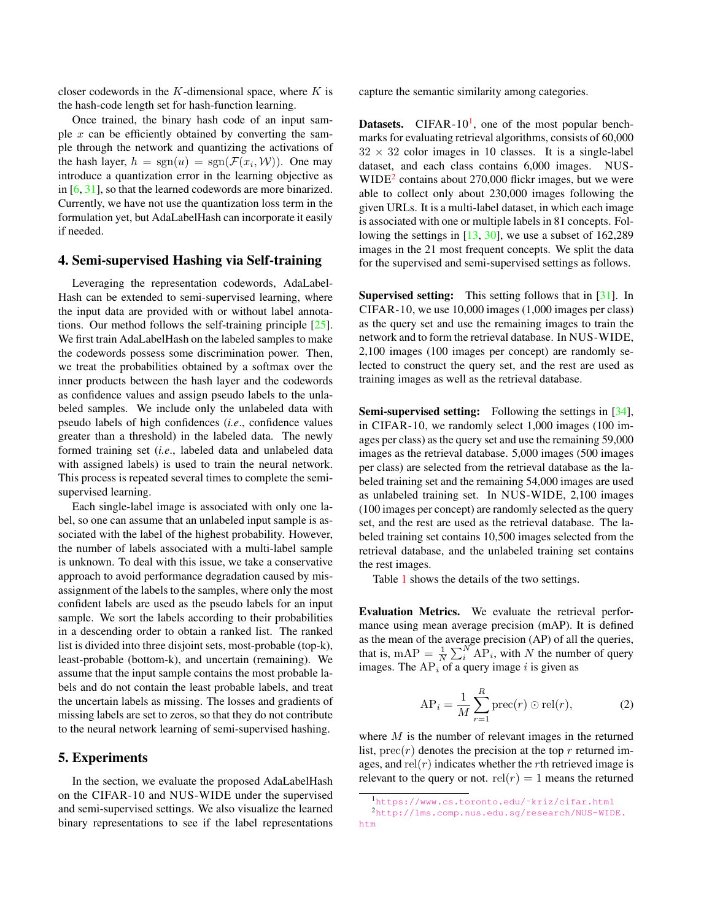closer codewords in the $K$-dimensional space, where $K$ is the hash-code length set for hash-function learning.

Once trained, the binary hash code of an input sample $x$ can be efficiently obtained by converting the sample through the network and quantizing the activations of the hash layer, $h = \text{sgn}(u) = \text{sgn}(\mathcal{F}(x_i, \mathcal{W}))$. One may introduce a quantization error in the learning objective as in [6, 31], so that the learned codewords are more binarized. Currently, we have not use the quantization loss term in the formulation yet, but AdaLabelHash can incorporate it easily if needed.

## 4. Semi-supervised Hashing via Self-training

Leveraging the representation codewords, AdaLabelHash can be extended to semi-supervised learning, where the input data are provided with or without label annotations. Our method follows the self-training principle [25]. We first train AdaLabelHash on the labeled samples to make the codewords possess some discrimination power. Then, we treat the probabilities obtained by a softmax over the inner products between the hash layer and the codewords as confidence values and assign pseudo labels to the unlabeled samples. We include only the unlabeled data with pseudo labels of high confidences (*i.e*., confidence values greater than a threshold) in the labeled data. The newly formed training set (*i.e*., labeled data and unlabeled data with assigned labels) is used to train the neural network. This process is repeated several times to complete the semi-supervised learning.

Each single-label image is associated with only one label, so one can assume that an unlabeled input sample is associated with the label of the highest probability. However, the number of labels associated with a multi-label sample is unknown. To deal with this issue, we take a conservative approach to avoid performance degradation caused by misassignment of the labels to the samples, where only the most confident labels are used as the pseudo labels for an input sample. We sort the labels according to their probabilities in a descending order to obtain a ranked list. The ranked list is divided into three disjoint sets, most-probable (top-k), least-probable (bottom-k), and uncertain (remaining). We assume that the input sample contains the most probable labels and do not contain the least probable labels, and treat the uncertain labels as missing. The losses and gradients of missing labels are set to zeros, so that they do not contribute to the neural network learning of semi-supervised hashing.

## 5. Experiments

In the section, we evaluate the proposed AdaLabelHash on the CIFAR-10 and NUS-WIDE under the supervised and semi-supervised settings. We also visualize the learned binary representations to see if the label representations capture the semantic similarity among categories.

**Datasets.** CIFAR-10[1], one of the most popular benchmarks for evaluating retrieval algorithms, consists of 60,000 $32 \times 32$ color images in 10 classes. It is a single-label dataset, and each class contains 6,000 images. NUS-WIDE[2] contains about 270,000 flickr images, but we were able to collect only about 230,000 images following the given URLs. It is a multi-label dataset, in which each image is associated with one or multiple labels in 81 concepts. Following the settings in [13, 30], we use a subset of 162,289 images in the 21 most frequent concepts. We split the data for the supervised and semi-supervised settings as follows.

**Supervised setting:** This setting follows that in [31]. In CIFAR-10, we use 10,000 images (1,000 images per class) as the query set and use the remaining images to train the network and to form the retrieval database. In NUS-WIDE, 2,100 images (100 images per concept) are randomly selected to construct the query set, and the rest are used as training images as well as the retrieval database.

**Semi-supervised setting:** Following the settings in [34], in CIFAR-10, we randomly select 1,000 images (100 images per class) as the query set and use the remaining 59,000 images as the retrieval database. 5,000 images (500 images per class) are selected from the retrieval database as the labeled training set and the remaining 54,000 images are used as unlabeled training set. In NUS-WIDE, 2,100 images (100 images per concept) are randomly selected as the query set, and the rest are used as the retrieval database. The labeled training set contains 10,500 images selected from the retrieval database, and the unlabeled training set contains the rest images.

Table 1 shows the details of the two settings.

**Evaluation Metrics.** We evaluate the retrieval performance using mean average precision (mAP). It is defined as the mean of the average precision (AP) of all the queries, that is, $\text{mAP} = \frac{1}{N} \sum_i^N \text{AP}_i$, with $N$ the number of query images. The $\text{AP}_i$ of a query image $i$ is given as

$$\text{AP}_i = \frac{1}{M} \sum_{r=1}^{R} \text{prec}(r) \odot \text{rel}(r), \tag{2}$$

where $M$ is the number of relevant images in the returned list, $\text{prec}(r)$ denotes the precision at the top $r$ returned images, and $\text{rel}(r)$ indicates whether the $r$th retrieved image is relevant to the query or not. $\text{rel}(r) = 1$ means the returned

[1] https://www.cs.toronto.edu/~kriz/cifar.html

[2] http://lms.comp.nus.edu.sg/research/NUS-WIDE.htm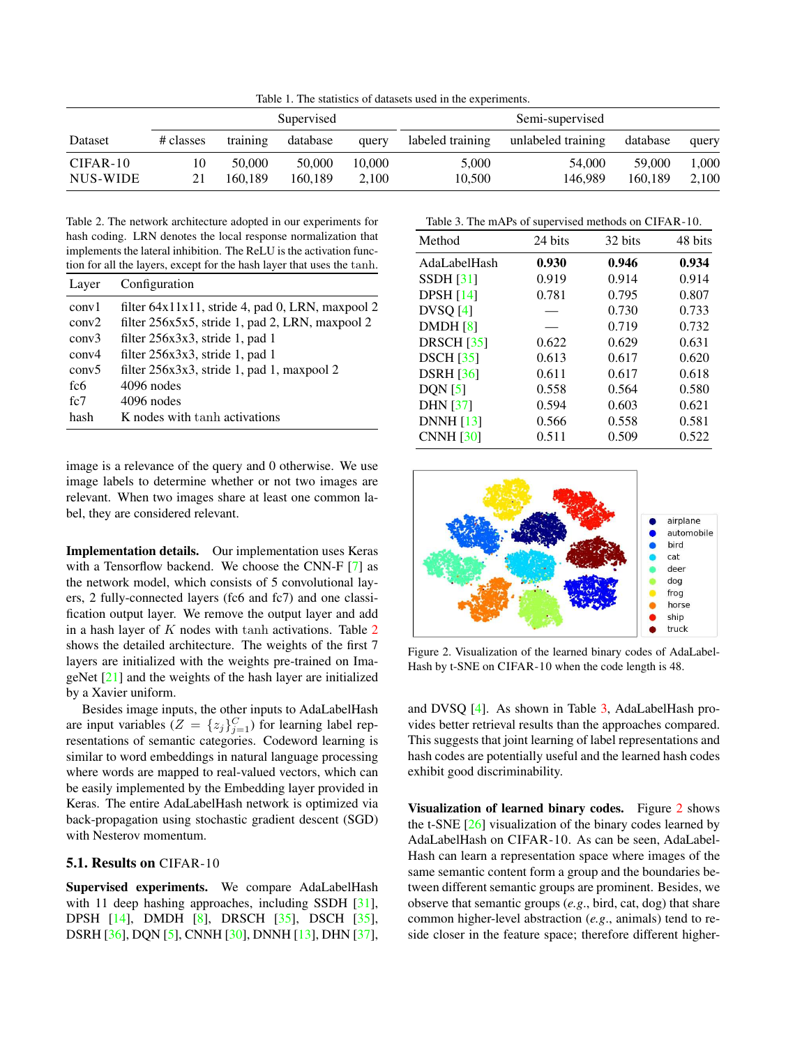Table 1. The statistics of datasets used in the experiments.

| | Supervised | | | | Semi-supervised | | | |
|---|---|---|---|---|---|---|---|---|
| Dataset | # classes | training | database | query | labeled training | unlabeled training | database | query |
| CIFAR-10 | 10 | 50,000 | 50,000 | 10,000 | 5,000 | 54,000 | 59,000 | 1,000 |
| NUS-WIDE | 21 | 160,189 | 160,189 | 2,100 | 10,500 | 146,989 | 160,189 | 2,100 |

Table 2. The network architecture adopted in our experiments for hash coding. LRN denotes the local response normalization that implements the lateral inhibition. The ReLU is the activation function for all the layers, except for the hash layer that uses the tanh.

| Layer | Configuration |
|---|---|
| conv1 | filter 64x11x11, stride 4, pad 0, LRN, maxpool 2 |
| conv2 | filter 256x5x5, stride 1, pad 2, LRN, maxpool 2 |
| conv3 | filter 256x3x3, stride 1, pad 1 |
| conv4 | filter 256x3x3, stride 1, pad 1 |
| conv5 | filter 256x3x3, stride 1, pad 1, maxpool 2 |
| fc6 | 4096 nodes |
| fc7 | 4096 nodes |
| hash | K nodes with tanh activations |

image is a relevance of the query and 0 otherwise. We use image labels to determine whether or not two images are relevant. When two images share at least one common label, they are considered relevant.

**Implementation details.** Our implementation uses Keras with a Tensorflow backend. We choose the CNN-F [7] as the network model, which consists of 5 convolutional layers, 2 fully-connected layers (fc6 and fc7) and one classification output layer. We remove the output layer and add in a hash layer of $K$ nodes with tanh activations. Table 2 shows the detailed architecture. The weights of the first 7 layers are initialized with the weights pre-trained on ImageNet [21] and the weights of the hash layer are initialized by a Xavier uniform.

Besides image inputs, the other inputs to AdaLabelHash are input variables ($Z = \{z_j\}_{j=1}^{C}$) for learning label representations of semantic categories. Codeword learning is similar to word embeddings in natural language processing where words are mapped to real-valued vectors, which can be easily implemented by the Embedding layer provided in Keras. The entire AdaLabelHash network is optimized via back-propagation using stochastic gradient descent (SGD) with Nesterov momentum.

## 5.1. Results on CIFAR-10

**Supervised experiments.** We compare AdaLabelHash with 11 deep hashing approaches, including SSDH [31], DPSH [14], DMDH [8], DRSCH [35], DSCH [35], DSRH [36], DQN [5], CNNH [30], DNNH [13], DHN [37], and DVSQ [4]. As shown in Table 3, AdaLabelHash provides better retrieval results than the approaches compared. This suggests that joint learning of label representations and hash codes are potentially useful and the learned hash codes exhibit good discriminability.

Table 3. The mAPs of supervised methods on CIFAR-10.

| Method | 24 bits | 32 bits | 48 bits |
|---|---|---|---|
| AdaLabelHash | **0.930** | **0.946** | **0.934** |
| SSDH [31] | 0.919 | 0.914 | 0.914 |
| DPSH [14] | 0.781 | 0.795 | 0.807 |
| DVSQ [4] | — | 0.730 | 0.733 |
| DMDH [8] | — | 0.719 | 0.732 |
| DRSCH [35] | 0.622 | 0.629 | 0.631 |
| DSCH [35] | 0.613 | 0.617 | 0.620 |
| DSRH [36] | 0.611 | 0.617 | 0.618 |
| DQN [5] | 0.558 | 0.564 | 0.580 |
| DHN [37] | 0.594 | 0.603 | 0.621 |
| DNNH [13] | 0.566 | 0.558 | 0.581 |
| CNNH [30] | 0.511 | 0.509 | 0.522 |

Figure 2. Visualization of the learned binary codes of AdaLabelHash by t-SNE on CIFAR-10 when the code length is 48.

**Visualization of learned binary codes.** Figure 2 shows the t-SNE [26] visualization of the binary codes learned by AdaLabelHash on CIFAR-10. As can be seen, AdaLabelHash can learn a representation space where images of the same semantic content form a group and the boundaries between different semantic groups are prominent. Besides, we observe that semantic groups (*e.g.*, bird, cat, dog) that share common higher-level abstraction (*e.g.*, animals) tend to reside closer in the feature space; therefore different higher-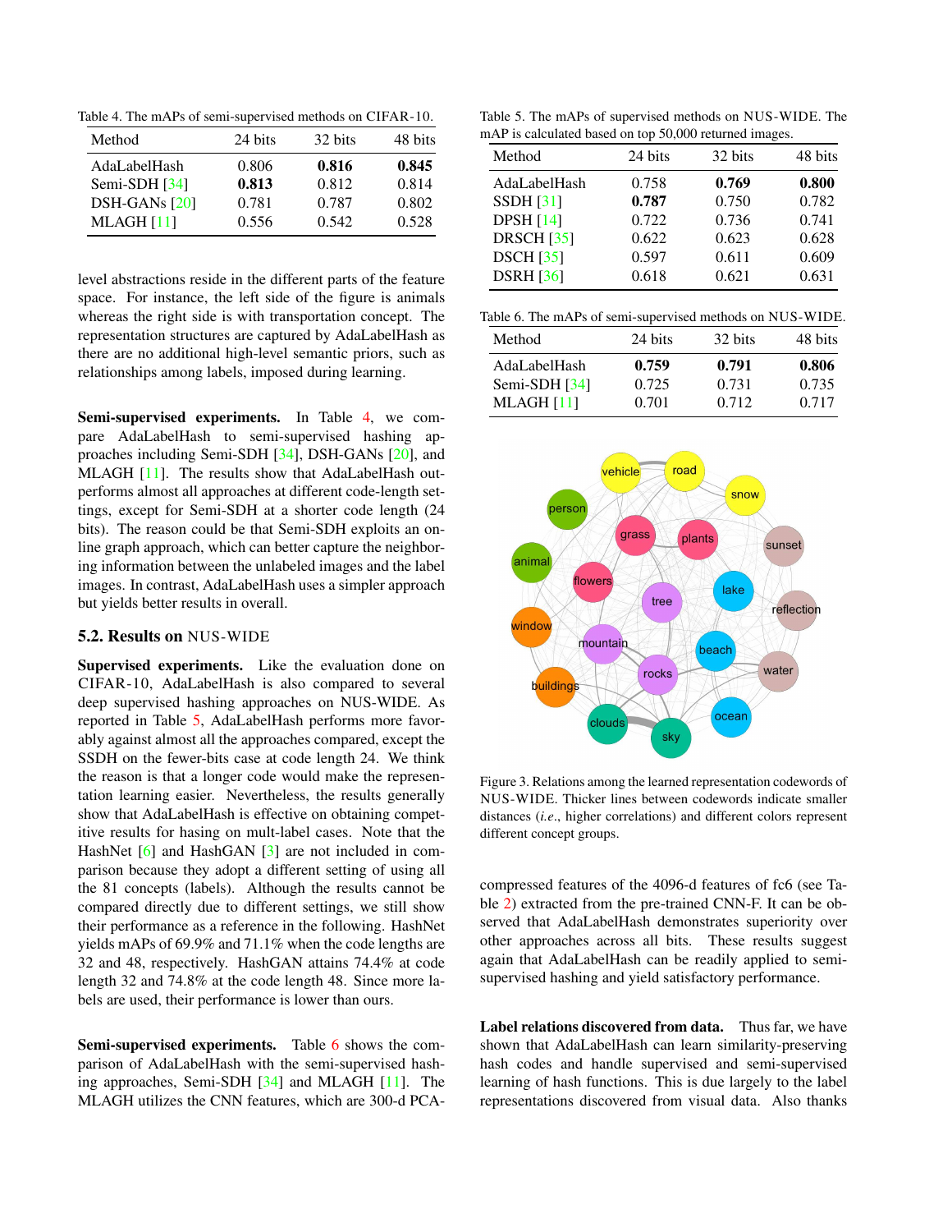Table 4. The mAPs of semi-supervised methods on CIFAR-10.

| Method | 24 bits | 32 bits | 48 bits |
|---|---|---|---|
| AdaLabelHash | 0.806 | **0.816** | **0.845** |
| Semi-SDH [34] | **0.813** | 0.812 | 0.814 |
| DSH-GANs [20] | 0.781 | 0.787 | 0.802 |
| MLAGH [11] | 0.556 | 0.542 | 0.528 |

level abstractions reside in the different parts of the feature space. For instance, the left side of the figure is animals whereas the right side is with transportation concept. The representation structures are captured by AdaLabelHash as there are no additional high-level semantic priors, such as relationships among labels, imposed during learning.

**Semi-supervised experiments.** In Table 4, we compare AdaLabelHash to semi-supervised hashing approaches including Semi-SDH [34], DSH-GANs [20], and MLAGH [11]. The results show that AdaLabelHash outperforms almost all approaches at different code-length settings, except for Semi-SDH at a shorter code length (24 bits). The reason could be that Semi-SDH exploits an online graph approach, which can better capture the neighboring information between the unlabeled images and the label images. In contrast, AdaLabelHash uses a simpler approach but yields better results in overall.

## 5.2. Results on NUS-WIDE

**Supervised experiments.** Like the evaluation done on CIFAR-10, AdaLabelHash is also compared to several deep supervised hashing approaches on NUS-WIDE. As reported in Table 5, AdaLabelHash performs more favorably against almost all the approaches compared, except the SSDH on the fewer-bits case at code length 24. We think the reason is that a longer code would make the representation learning easier. Nevertheless, the results generally show that AdaLabelHash is effective on obtaining competitive results for hasing on mult-label cases. Note that the HashNet [6] and HashGAN [3] are not included in comparison because they adopt a different setting of using all the 81 concepts (labels). Although the results cannot be compared directly due to different settings, we still show their performance as a reference in the following. HashNet yields mAPs of 69.9% and 71.1% when the code lengths are 32 and 48, respectively. HashGAN attains 74.4% at code length 32 and 74.8% at the code length 48. Since more labels are used, their performance is lower than ours.

**Semi-supervised experiments.** Table 6 shows the comparison of AdaLabelHash with the semi-supervised hashing approaches, Semi-SDH [34] and MLAGH [11]. The MLAGH utilizes the CNN features, which are 300-d PCA-compressed features of the 4096-d features of fc6 (see Table 2) extracted from the pre-trained CNN-F. It can be observed that AdaLabelHash demonstrates superiority over other approaches across all bits. These results suggest again that AdaLabelHash can be readily applied to semi-supervised hashing and yield satisfactory performance.

Table 5. The mAPs of supervised methods on NUS-WIDE. The mAP is calculated based on top 50,000 returned images.

| Method | 24 bits | 32 bits | 48 bits |
|---|---|---|---|
| AdaLabelHash | 0.758 | **0.769** | **0.800** |
| SSDH [31] | **0.787** | 0.750 | 0.782 |
| DPSH [14] | 0.722 | 0.736 | 0.741 |
| DRSCH [35] | 0.622 | 0.623 | 0.628 |
| DSCH [35] | 0.597 | 0.611 | 0.609 |
| DSRH [36] | 0.618 | 0.621 | 0.631 |

Table 6. The mAPs of semi-supervised methods on NUS-WIDE.

| Method | 24 bits | 32 bits | 48 bits |
|---|---|---|---|
| AdaLabelHash | **0.759** | **0.791** | **0.806** |
| Semi-SDH [34] | 0.725 | 0.731 | 0.735 |
| MLAGH [11] | 0.701 | 0.712 | 0.717 |

Figure 3. Relations among the learned representation codewords of NUS-WIDE. Thicker lines between codewords indicate smaller distances (*i.e.*, higher correlations) and different colors represent different concept groups.

**Label relations discovered from data.** Thus far, we have shown that AdaLabelHash can learn similarity-preserving hash codes and handle supervised and semi-supervised learning of hash functions. This is due largely to the label representations discovered from visual data. Also thanks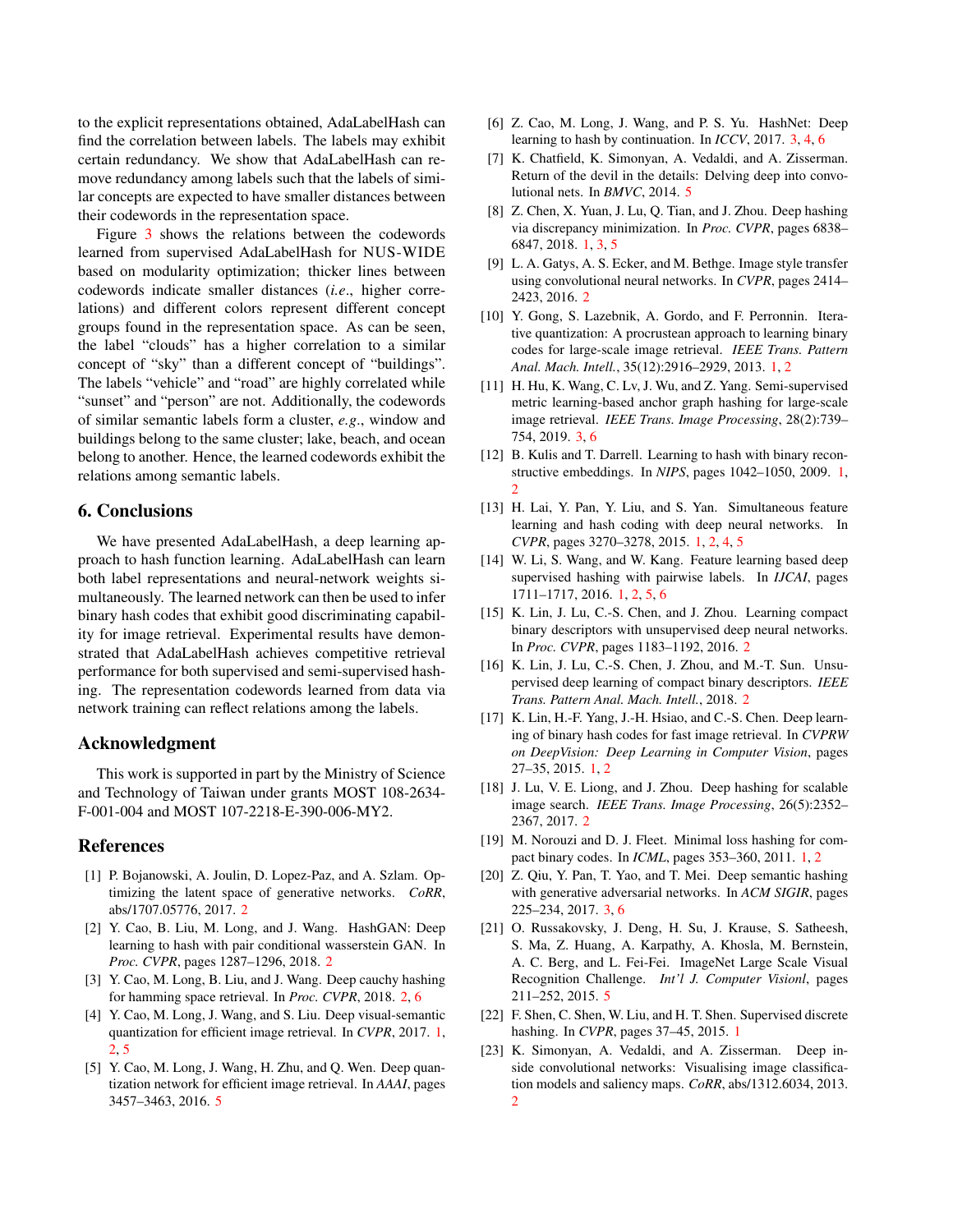to the explicit representations obtained, AdaLabelHash can find the correlation between labels. The labels may exhibit certain redundancy. We show that AdaLabelHash can remove redundancy among labels such that the labels of similar concepts are expected to have smaller distances between their codewords in the representation space.

Figure 3 shows the relations between the codewords learned from supervised AdaLabelHash for NUS-WIDE based on modularity optimization; thicker lines between codewords indicate smaller distances (*i.e*., higher correlations) and different colors represent different concept groups found in the representation space. As can be seen, the label "clouds" has a higher correlation to a similar concept of "sky" than a different concept of "buildings". The labels "vehicle" and "road" are highly correlated while "sunset" and "person" are not. Additionally, the codewords of similar semantic labels form a cluster, *e.g*., window and buildings belong to the same cluster; lake, beach, and ocean belong to another. Hence, the learned codewords exhibit the relations among semantic labels.

## 6. Conclusions

We have presented AdaLabelHash, a deep learning approach to hash function learning. AdaLabelHash can learn both label representations and neural-network weights simultaneously. The learned network can then be used to infer binary hash codes that exhibit good discriminating capability for image retrieval. Experimental results have demonstrated that AdaLabelHash achieves competitive retrieval performance for both supervised and semi-supervised hashing. The representation codewords learned from data via network training can reflect relations among the labels.

## Acknowledgment

This work is supported in part by the Ministry of Science and Technology of Taiwan under grants MOST 108-2634-F-001-004 and MOST 107-2218-E-390-006-MY2.

## References

[1] P. Bojanowski, A. Joulin, D. Lopez-Paz, and A. Szlam. Optimizing the latent space of generative networks. *CoRR*, abs/1707.05776, 2017. 2

[2] Y. Cao, B. Liu, M. Long, and J. Wang. HashGAN: Deep learning to hash with pair conditional wasserstein GAN. In *Proc. CVPR*, pages 1287–1296, 2018. 2

[3] Y. Cao, M. Long, B. Liu, and J. Wang. Deep cauchy hashing for hamming space retrieval. In *Proc. CVPR*, 2018. 2, 6

[4] Y. Cao, M. Long, J. Wang, and S. Liu. Deep visual-semantic quantization for efficient image retrieval. In *CVPR*, 2017. 1, 2, 5

[5] Y. Cao, M. Long, J. Wang, H. Zhu, and Q. Wen. Deep quantization network for efficient image retrieval. In *AAAI*, pages 3457–3463, 2016. 5

[6] Z. Cao, M. Long, J. Wang, and P. S. Yu. HashNet: Deep learning to hash by continuation. In *ICCV*, 2017. 3, 4, 6

[7] K. Chatfield, K. Simonyan, A. Vedaldi, and A. Zisserman. Return of the devil in the details: Delving deep into convolutional nets. In *BMVC*, 2014. 5

[8] Z. Chen, X. Yuan, J. Lu, Q. Tian, and J. Zhou. Deep hashing via discrepancy minimization. In *Proc. CVPR*, pages 6838–6847, 2018. 1, 3, 5

[9] L. A. Gatys, A. S. Ecker, and M. Bethge. Image style transfer using convolutional neural networks. In *CVPR*, pages 2414–2423, 2016. 2

[10] Y. Gong, S. Lazebnik, A. Gordo, and F. Perronnin. Iterative quantization: A procrustean approach to learning binary codes for large-scale image retrieval. *IEEE Trans. Pattern Anal. Mach. Intell.*, 35(12):2916–2929, 2013. 1, 2

[11] H. Hu, K. Wang, C. Lv, J. Wu, and Z. Yang. Semi-supervised metric learning-based anchor graph hashing for large-scale image retrieval. *IEEE Trans. Image Processing*, 28(2):739–754, 2019. 3, 6

[12] B. Kulis and T. Darrell. Learning to hash with binary reconstructive embeddings. In *NIPS*, pages 1042–1050, 2009. 1, 2

[13] H. Lai, Y. Pan, Y. Liu, and S. Yan. Simultaneous feature learning and hash coding with deep neural networks. In *CVPR*, pages 3270–3278, 2015. 1, 2, 4, 5

[14] W. Li, S. Wang, and W. Kang. Feature learning based deep supervised hashing with pairwise labels. In *IJCAI*, pages 1711–1717, 2016. 1, 2, 5, 6

[15] K. Lin, J. Lu, C.-S. Chen, and J. Zhou. Learning compact binary descriptors with unsupervised deep neural networks. In *Proc. CVPR*, pages 1183–1192, 2016. 2

[16] K. Lin, J. Lu, C.-S. Chen, J. Zhou, and M.-T. Sun. Unsupervised deep learning of compact binary descriptors. *IEEE Trans. Pattern Anal. Mach. Intell.*, 2018. 2

[17] K. Lin, H.-F. Yang, J.-H. Hsiao, and C.-S. Chen. Deep learning of binary hash codes for fast image retrieval. In *CVPRW on DeepVision: Deep Learning in Computer Vision*, pages 27–35, 2015. 1, 2

[18] J. Lu, V. E. Liong, and J. Zhou. Deep hashing for scalable image search. *IEEE Trans. Image Processing*, 26(5):2352–2367, 2017. 2

[19] M. Norouzi and D. J. Fleet. Minimal loss hashing for compact binary codes. In *ICML*, pages 353–360, 2011. 1, 2

[20] Z. Qiu, Y. Pan, T. Yao, and T. Mei. Deep semantic hashing with generative adversarial networks. In *ACM SIGIR*, pages 225–234, 2017. 3, 6

[21] O. Russakovsky, J. Deng, H. Su, J. Krause, S. Satheesh, S. Ma, Z. Huang, A. Karpathy, A. Khosla, M. Bernstein, A. C. Berg, and L. Fei-Fei. ImageNet Large Scale Visual Recognition Challenge. *Int'l J. Computer Visionl*, pages 211–252, 2015. 5

[22] F. Shen, C. Shen, W. Liu, and H. T. Shen. Supervised discrete hashing. In *CVPR*, pages 37–45, 2015. 1

[23] K. Simonyan, A. Vedaldi, and A. Zisserman. Deep inside convolutional networks: Visualising image classification models and saliency maps. *CoRR*, abs/1312.6034, 2013. 2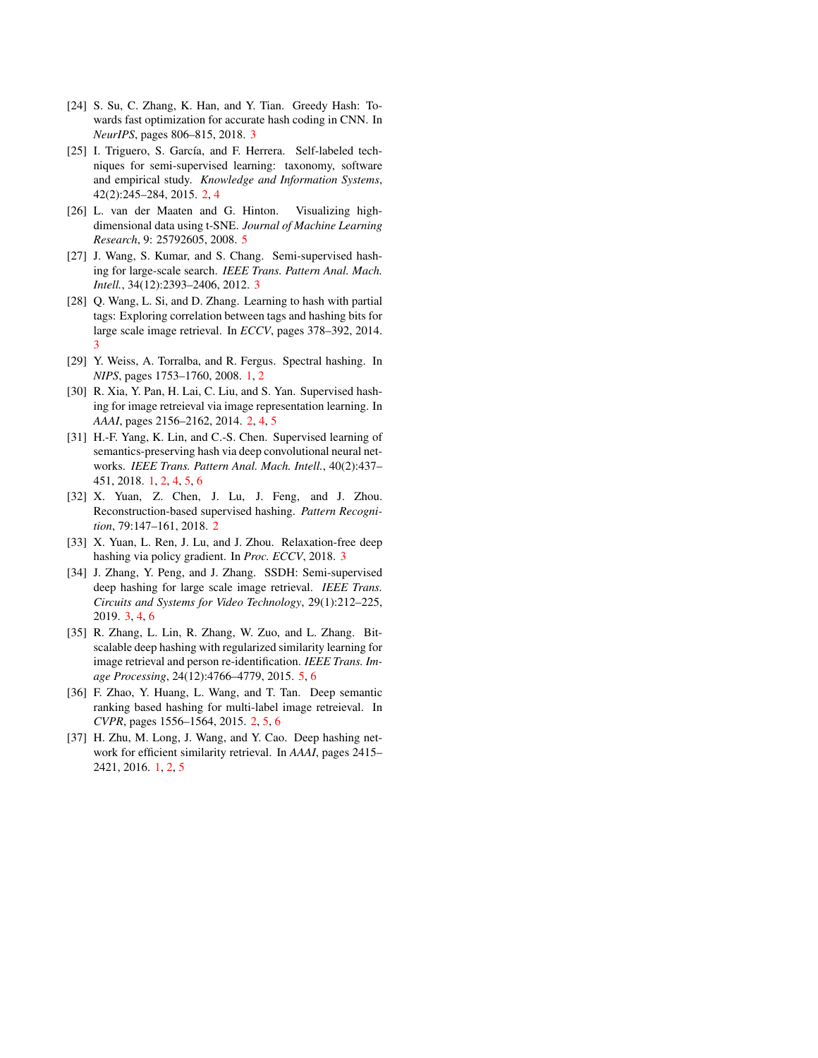[24] S. Su, C. Zhang, K. Han, and Y. Tian. Greedy Hash: Towards fast optimization for accurate hash coding in CNN. In *NeurIPS*, pages 806–815, 2018. 3

[25] I. Triguero, S. García, and F. Herrera. Self-labeled techniques for semi-supervised learning: taxonomy, software and empirical study. *Knowledge and Information Systems*, 42(2):245–284, 2015. 2, 4

[26] L. van der Maaten and G. Hinton. Visualizing high-dimensional data using t-SNE. *Journal of Machine Learning Research*, 9: 25792605, 2008. 5

[27] J. Wang, S. Kumar, and S. Chang. Semi-supervised hashing for large-scale search. *IEEE Trans. Pattern Anal. Mach. Intell.*, 34(12):2393–2406, 2012. 3

[28] Q. Wang, L. Si, and D. Zhang. Learning to hash with partial tags: Exploring correlation between tags and hashing bits for large scale image retrieval. In *ECCV*, pages 378–392, 2014. 3

[29] Y. Weiss, A. Torralba, and R. Fergus. Spectral hashing. In *NIPS*, pages 1753–1760, 2008. 1, 2

[30] R. Xia, Y. Pan, H. Lai, C. Liu, and S. Yan. Supervised hashing for image retreieval via image representation learning. In *AAAI*, pages 2156–2162, 2014. 2, 4, 5

[31] H.-F. Yang, K. Lin, and C.-S. Chen. Supervised learning of semantics-preserving hash via deep convolutional neural networks. *IEEE Trans. Pattern Anal. Mach. Intell.*, 40(2):437–451, 2018. 1, 2, 4, 5, 6

[32] X. Yuan, Z. Chen, J. Lu, J. Feng, and J. Zhou. Reconstruction-based supervised hashing. *Pattern Recognition*, 79:147–161, 2018. 2

[33] X. Yuan, L. Ren, J. Lu, and J. Zhou. Relaxation-free deep hashing via policy gradient. In *Proc. ECCV*, 2018. 3

[34] J. Zhang, Y. Peng, and J. Zhang. SSDH: Semi-supervised deep hashing for large scale image retrieval. *IEEE Trans. Circuits and Systems for Video Technology*, 29(1):212–225, 2019. 3, 4, 6

[35] R. Zhang, L. Lin, R. Zhang, W. Zuo, and L. Zhang. Bit-scalable deep hashing with regularized similarity learning for image retrieval and person re-identification. *IEEE Trans. Image Processing*, 24(12):4766–4779, 2015. 5, 6

[36] F. Zhao, Y. Huang, L. Wang, and T. Tan. Deep semantic ranking based hashing for multi-label image retreieval. In *CVPR*, pages 1556–1564, 2015. 2, 5, 6

[37] H. Zhu, M. Long, J. Wang, and Y. Cao. Deep hashing network for efficient similarity retrieval. In *AAAI*, pages 2415–2421, 2016. 1, 2, 5